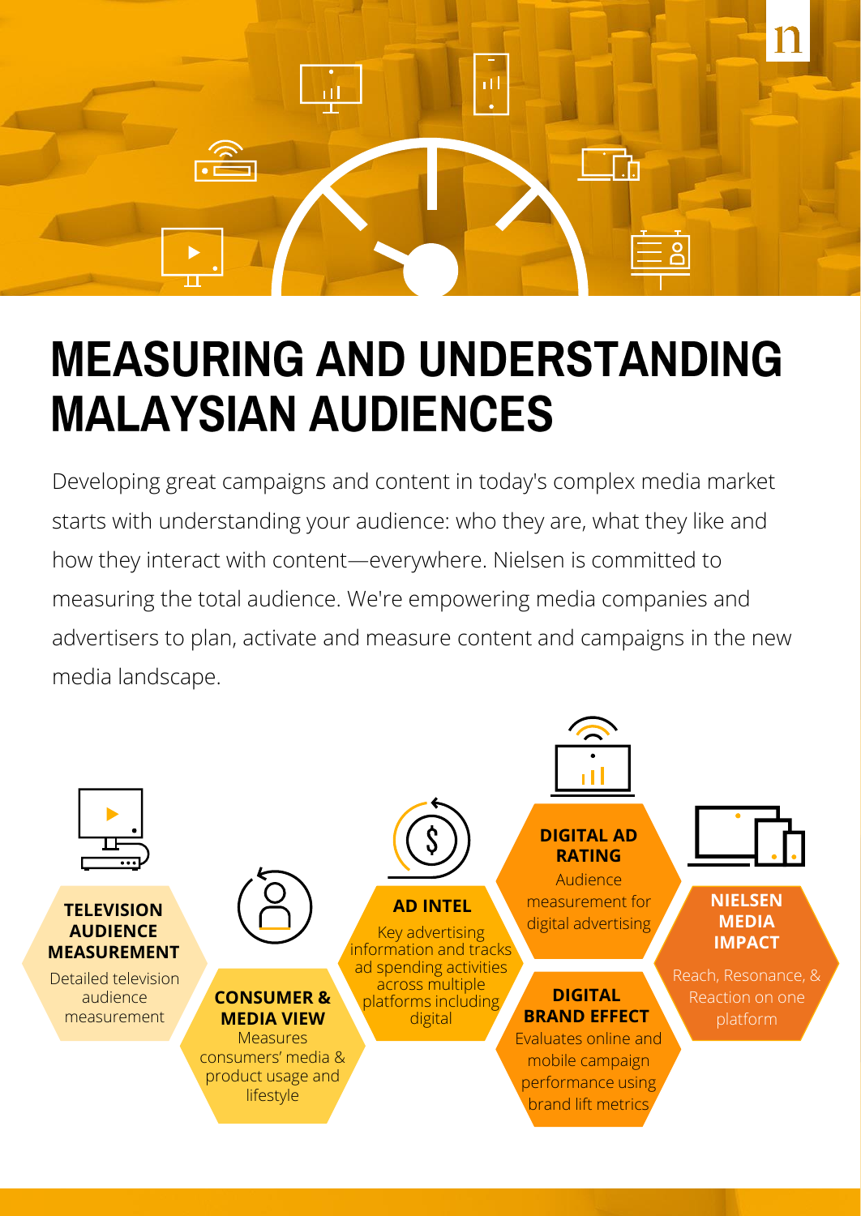# MEASURING AND UNDERSTANDING MALAYSIAN AUDIENCES

Developing great campaigns and content in today's complex media market starts with understanding your audience: who they are, what they like and how they interact with content—everywhere. Nielsen is committed to measuring the total audience. We're empowering media companies and advertisers to plan, activate and measure content and campaigns in the new media landscape.

**TELEVISION AUDIENCE MEASUREMENT**

Detailed television audience measurement

**CONSUMER & MEDIA VIEW**

Measures consumers' media & product usage and lifestyle

**AD INTEL**

Key advertising information and tracks ad spending activities across multiple platforms including digital

**DIGITAL AD RATING**

Audience measurement for digital advertising

**DIGITAL BRAND EFFECT**

Evaluates online and mobile campaign performance using brand lift metrics

**NIELSEN MEDIA IMPACT**

Reach, Resonance, & Reaction on one platform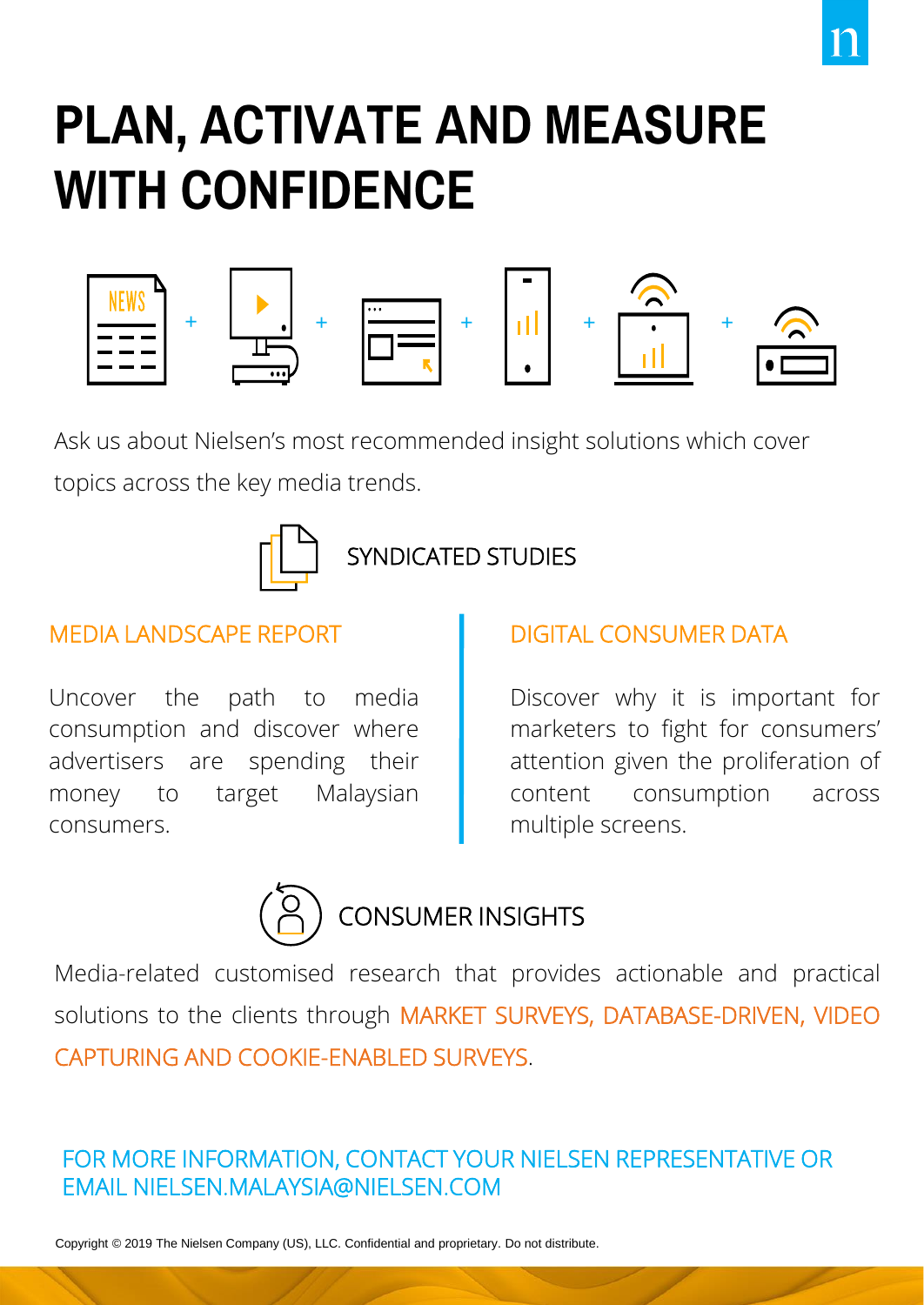# PLAN, ACTIVATE AND MEASURE WITH CONFIDENCE

NEWS

Ask us about Nielsen's most recommended insight solutions which cover topics across the key media trends.

## SYNDICATED STUDIES

### MEDIA LANDSCAPE REPORT

Uncover the path to media consumption and discover where advertisers are spending their money to target Malaysian consumers.

### DIGITAL CONSUMER DATA

Discover why it is important for marketers to fight for consumers' attention given the proliferation of content consumption across multiple screens.

## CONSUMER INSIGHTS

Media-related customised research that provides actionable and practical solutions to the clients through MARKET SURVEYS, DATABASE-DRIVEN, VIDEO CAPTURING AND COOKIE-ENABLED SURVEYS.

FOR MORE INFORMATION, CONTACT YOUR NIELSEN REPRESENTATIVE OR EMAIL NIELSEN.MALAYSIA@NIELSEN.COM

Copyright © 2019 The Nielsen Company (US), LLC. Confidential and proprietary. Do not distribute.